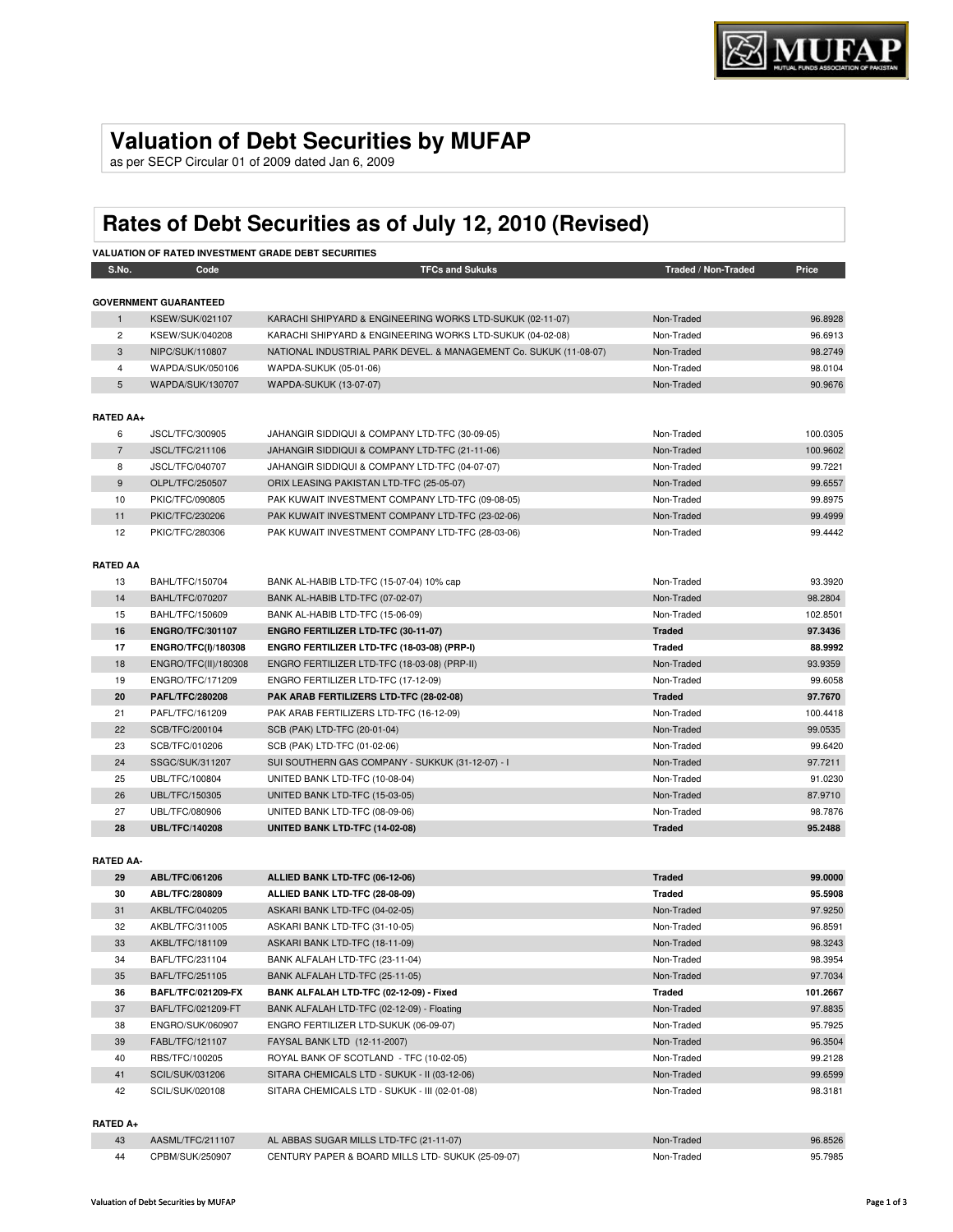# Valuation of Debt Securities by MUFAP

as per SECP Circular 01 of 2009 dated Jan 6, 2009

# Rates of Debt Securities as of July 12, 2010 (Revised)

**VALUATION OF RATED INVESTMENT GRADE DEBT SECURITIES**

| S.No. | Code | TFCs and Sukuks | Traded / Non-Traded | Price |
|---|---|---|---|---|
| **GOVERNMENT GUARANTEED** | | | | |
| 1 | KSEW/SUK/021107 | KARACHI SHIPYARD & ENGINEERING WORKS LTD-SUKUK (02-11-07) | Non-Traded | 96.8928 |
| 2 | KSEW/SUK/040208 | KARACHI SHIPYARD & ENGINEERING WORKS LTD-SUKUK (04-02-08) | Non-Traded | 96.6913 |
| 3 | NIPC/SUK/110807 | NATIONAL INDUSTRIAL PARK DEVEL. & MANAGEMENT Co. SUKUK (11-08-07) | Non-Traded | 98.2749 |
| 4 | WAPDA/SUK/050106 | WAPDA-SUKUK (05-01-06) | Non-Traded | 98.0104 |
| 5 | WAPDA/SUK/130707 | WAPDA-SUKUK (13-07-07) | Non-Traded | 90.9676 |
| **RATED AA+** | | | | |
| 6 | JSCL/TFC/300905 | JAHANGIR SIDDIQUI & COMPANY LTD-TFC (30-09-05) | Non-Traded | 100.0305 |
| 7 | JSCL/TFC/211106 | JAHANGIR SIDDIQUI & COMPANY LTD-TFC (21-11-06) | Non-Traded | 100.9602 |
| 8 | JSCL/TFC/040707 | JAHANGIR SIDDIQUI & COMPANY LTD-TFC (04-07-07) | Non-Traded | 99.7221 |
| 9 | OLPL/TFC/250507 | ORIX LEASING PAKISTAN LTD-TFC (25-05-07) | Non-Traded | 99.6557 |
| 10 | PKIC/TFC/090805 | PAK KUWAIT INVESTMENT COMPANY LTD-TFC (09-08-05) | Non-Traded | 99.8975 |
| 11 | PKIC/TFC/230206 | PAK KUWAIT INVESTMENT COMPANY LTD-TFC (23-02-06) | Non-Traded | 99.4999 |
| 12 | PKIC/TFC/280306 | PAK KUWAIT INVESTMENT COMPANY LTD-TFC (28-03-06) | Non-Traded | 99.4442 |
| **RATED AA** | | | | |
| 13 | BAHL/TFC/150704 | BANK AL-HABIB LTD-TFC (15-07-04) 10% cap | Non-Traded | 93.3920 |
| 14 | BAHL/TFC/070207 | BANK AL-HABIB LTD-TFC (07-02-07) | Non-Traded | 98.2804 |
| 15 | BAHL/TFC/150609 | BANK AL-HABIB LTD-TFC (15-06-09) | Non-Traded | 102.8501 |
| **16** | **ENGRO/TFC/301107** | **ENGRO FERTILIZER LTD-TFC (30-11-07)** | **Traded** | **97.3436** |
| **17** | **ENGRO/TFC(I)/180308** | **ENGRO FERTILIZER LTD-TFC (18-03-08) (PRP-I)** | **Traded** | **88.9992** |
| 18 | ENGRO/TFC(II)/180308 | ENGRO FERTILIZER LTD-TFC (18-03-08) (PRP-II) | Non-Traded | 93.9359 |
| 19 | ENGRO/TFC/171209 | ENGRO FERTILIZER LTD-TFC (17-12-09) | Non-Traded | 99.6058 |
| **20** | **PAFL/TFC/280208** | **PAK ARAB FERTILIZERS LTD-TFC (28-02-08)** | **Traded** | **97.7670** |
| 21 | PAFL/TFC/161209 | PAK ARAB FERTILIZERS LTD-TFC (16-12-09) | Non-Traded | 100.4418 |
| 22 | SCB/TFC/200104 | SCB (PAK) LTD-TFC (20-01-04) | Non-Traded | 99.0535 |
| 23 | SCB/TFC/010206 | SCB (PAK) LTD-TFC (01-02-06) | Non-Traded | 99.6420 |
| 24 | SSGC/SUK/311207 | SUI SOUTHERN GAS COMPANY - SUKKUK (31-12-07) - I | Non-Traded | 97.7211 |
| 25 | UBL/TFC/100804 | UNITED BANK LTD-TFC (10-08-04) | Non-Traded | 91.0230 |
| 26 | UBL/TFC/150305 | UNITED BANK LTD-TFC (15-03-05) | Non-Traded | 87.9710 |
| 27 | UBL/TFC/080906 | UNITED BANK LTD-TFC (08-09-06) | Non-Traded | 98.7876 |
| **28** | **UBL/TFC/140208** | **UNITED BANK LTD-TFC (14-02-08)** | **Traded** | **95.2488** |
| **RATED AA-** | | | | |
| **29** | **ABL/TFC/061206** | **ALLIED BANK LTD-TFC (06-12-06)** | **Traded** | **99.0000** |
| **30** | **ABL/TFC/280809** | **ALLIED BANK LTD-TFC (28-08-09)** | **Traded** | **95.5908** |
| 31 | AKBL/TFC/040205 | ASKARI BANK LTD-TFC (04-02-05) | Non-Traded | 97.9250 |
| 32 | AKBL/TFC/311005 | ASKARI BANK LTD-TFC (31-10-05) | Non-Traded | 96.8591 |
| 33 | AKBL/TFC/181109 | ASKARI BANK LTD-TFC (18-11-09) | Non-Traded | 98.3243 |
| 34 | BAFL/TFC/231104 | BANK ALFALAH LTD-TFC (23-11-04) | Non-Traded | 98.3954 |
| 35 | BAFL/TFC/251105 | BANK ALFALAH LTD-TFC (25-11-05) | Non-Traded | 97.7034 |
| **36** | **BAFL/TFC/021209-FX** | **BANK ALFALAH LTD-TFC (02-12-09) - Fixed** | **Traded** | **101.2667** |
| 37 | BAFL/TFC/021209-FT | BANK ALFALAH LTD-TFC (02-12-09) - Floating | Non-Traded | 97.8835 |
| 38 | ENGRO/SUK/060907 | ENGRO FERTILIZER LTD-SUKUK (06-09-07) | Non-Traded | 95.7925 |
| 39 | FABL/TFC/121107 | FAYSAL BANK LTD (12-11-2007) | Non-Traded | 96.3504 |
| 40 | RBS/TFC/100205 | ROYAL BANK OF SCOTLAND - TFC (10-02-05) | Non-Traded | 99.2128 |
| 41 | SCIL/SUK/031206 | SITARA CHEMICALS LTD - SUKUK - II (03-12-06) | Non-Traded | 99.6599 |
| 42 | SCIL/SUK/020108 | SITARA CHEMICALS LTD - SUKUK - III (02-01-08) | Non-Traded | 98.3181 |
| **RATED A+** | | | | |
| 43 | AASML/TFC/211107 | AL ABBAS SUGAR MILLS LTD-TFC (21-11-07) | Non-Traded | 96.8526 |
| 44 | CPBM/SUK/250907 | CENTURY PAPER & BOARD MILLS LTD- SUKUK (25-09-07) | Non-Traded | 95.7985 |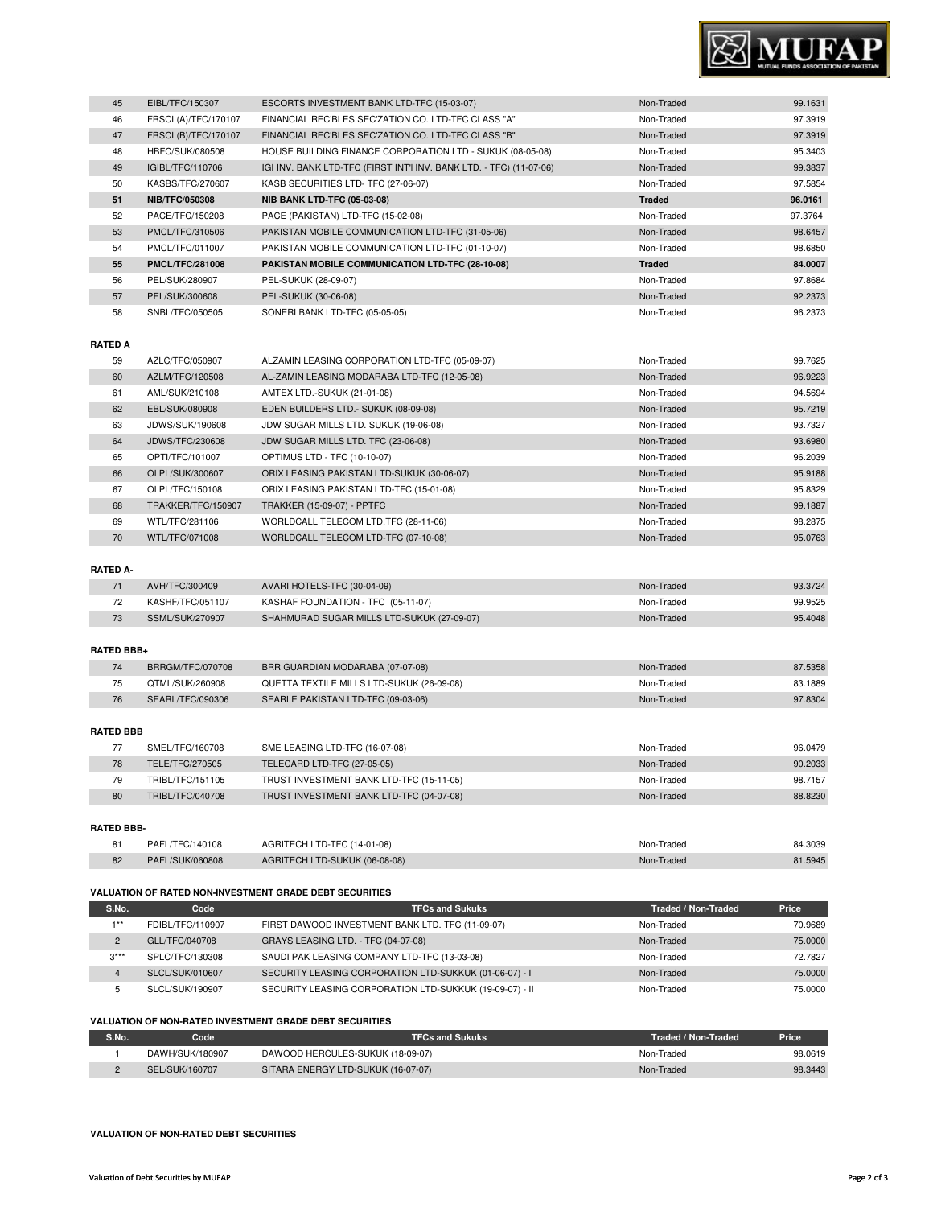| S.No. | Code | TFCs and Sukuks | Traded / Non-Traded | Price |
|---|---|---|---|---|
| 45 | EIBL/TFC/150307 | ESCORTS INVESTMENT BANK LTD-TFC (15-03-07) | Non-Traded | 99.1631 |
| 46 | FRSCL(A)/TFC/170107 | FINANCIAL REC'BLES SEC'ZATION CO. LTD-TFC CLASS "A" | Non-Traded | 97.3919 |
| 47 | FRSCL(B)/TFC/170107 | FINANCIAL REC'BLES SEC'ZATION CO. LTD-TFC CLASS "B" | Non-Traded | 97.3919 |
| 48 | HBFC/SUK/080508 | HOUSE BUILDING FINANCE CORPORATION LTD - SUKUK (08-05-08) | Non-Traded | 95.3403 |
| 49 | IGIBL/TFC/110706 | IGI INV. BANK LTD-TFC (FIRST INT'I INV. BANK LTD. - TFC) (11-07-06) | Non-Traded | 99.3837 |
| 50 | KASBS/TFC/270607 | KASB SECURITIES LTD- TFC (27-06-07) | Non-Traded | 97.5854 |
| **51** | **NIB/TFC/050308** | **NIB BANK LTD-TFC (05-03-08)** | **Traded** | **96.0161** |
| 52 | PACE/TFC/150208 | PACE (PAKISTAN) LTD-TFC (15-02-08) | Non-Traded | 97.3764 |
| 53 | PMCL/TFC/310506 | PAKISTAN MOBILE COMMUNICATION LTD-TFC (31-05-06) | Non-Traded | 98.6457 |
| 54 | PMCL/TFC/011007 | PAKISTAN MOBILE COMMUNICATION LTD-TFC (01-10-07) | Non-Traded | 98.6850 |
| **55** | **PMCL/TFC/281008** | **PAKISTAN MOBILE COMMUNICATION LTD-TFC (28-10-08)** | **Traded** | **84.0007** |
| 56 | PEL/SUK/280907 | PEL-SUKUK (28-09-07) | Non-Traded | 97.8684 |
| 57 | PEL/SUK/300608 | PEL-SUKUK (30-06-08) | Non-Traded | 92.2373 |
| 58 | SNBL/TFC/050505 | SONERI BANK LTD-TFC (05-05-05) | Non-Traded | 96.2373 |

**RATED A**

| S.No. | Code | TFCs and Sukuks | Traded / Non-Traded | Price |
|---|---|---|---|---|
| 59 | AZLC/TFC/050907 | ALZAMIN LEASING CORPORATION LTD-TFC (05-09-07) | Non-Traded | 99.7625 |
| 60 | AZLM/TFC/120508 | AL-ZAMIN LEASING MODARABA LTD-TFC (12-05-08) | Non-Traded | 96.9223 |
| 61 | AML/SUK/210108 | AMTEX LTD.-SUKUK (21-01-08) | Non-Traded | 94.5694 |
| 62 | EBL/SUK/080908 | EDEN BUILDERS LTD.- SUKUK (08-09-08) | Non-Traded | 95.7219 |
| 63 | JDWS/SUK/190608 | JDW SUGAR MILLS LTD. SUKUK (19-06-08) | Non-Traded | 93.7327 |
| 64 | JDWS/TFC/230608 | JDW SUGAR MILLS LTD. TFC (23-06-08) | Non-Traded | 93.6980 |
| 65 | OPTI/TFC/101007 | OPTIMUS LTD - TFC (10-10-07) | Non-Traded | 96.2039 |
| 66 | OLPL/SUK/300607 | ORIX LEASING PAKISTAN LTD-SUKUK (30-06-07) | Non-Traded | 95.9188 |
| 67 | OLPL/TFC/150108 | ORIX LEASING PAKISTAN LTD-TFC (15-01-08) | Non-Traded | 95.8329 |
| 68 | TRAKKER/TFC/150907 | TRAKKER (15-09-07) - PPTFC | Non-Traded | 99.1887 |
| 69 | WTL/TFC/281106 | WORLDCALL TELECOM LTD.TFC (28-11-06) | Non-Traded | 98.2875 |
| 70 | WTL/TFC/071008 | WORLDCALL TELECOM LTD-TFC (07-10-08) | Non-Traded | 95.0763 |

**RATED A-**

| S.No. | Code | TFCs and Sukuks | Traded / Non-Traded | Price |
|---|---|---|---|---|
| 71 | AVH/TFC/300409 | AVARI HOTELS-TFC (30-04-09) | Non-Traded | 93.3724 |
| 72 | KASHF/TFC/051107 | KASHAF FOUNDATION - TFC (05-11-07) | Non-Traded | 99.9525 |
| 73 | SSML/SUK/270907 | SHAHMURAD SUGAR MILLS LTD-SUKUK (27-09-07) | Non-Traded | 95.4048 |

**RATED BBB+**

| S.No. | Code | TFCs and Sukuks | Traded / Non-Traded | Price |
|---|---|---|---|---|
| 74 | BRRGM/TFC/070708 | BRR GUARDIAN MODARABA (07-07-08) | Non-Traded | 87.5358 |
| 75 | QTML/SUK/260908 | QUETTA TEXTILE MILLS LTD-SUKUK (26-09-08) | Non-Traded | 83.1889 |
| 76 | SEARL/TFC/090306 | SEARLE PAKISTAN LTD-TFC (09-03-06) | Non-Traded | 97.8304 |

**RATED BBB**

| S.No. | Code | TFCs and Sukuks | Traded / Non-Traded | Price |
|---|---|---|---|---|
| 77 | SMEL/TFC/160708 | SME LEASING LTD-TFC (16-07-08) | Non-Traded | 96.0479 |
| 78 | TELE/TFC/270505 | TELECARD LTD-TFC (27-05-05) | Non-Traded | 90.2033 |
| 79 | TRIBL/TFC/151105 | TRUST INVESTMENT BANK LTD-TFC (15-11-05) | Non-Traded | 98.7157 |
| 80 | TRIBL/TFC/040708 | TRUST INVESTMENT BANK LTD-TFC (04-07-08) | Non-Traded | 88.8230 |

**RATED BBB-**

| S.No. | Code | TFCs and Sukuks | Traded / Non-Traded | Price |
|---|---|---|---|---|
| 81 | PAFL/TFC/140108 | AGRITECH LTD-TFC (14-01-08) | Non-Traded | 84.3039 |
| 82 | PAFL/SUK/060808 | AGRITECH LTD-SUKUK (06-08-08) | Non-Traded | 81.5945 |

**VALUATION OF RATED NON-INVESTMENT GRADE DEBT SECURITIES**

| S.No. | Code | TFCs and Sukuks | Traded / Non-Traded | Price |
|---|---|---|---|---|
| 1** | FDIBL/TFC/110907 | FIRST DAWOOD INVESTMENT BANK LTD. TFC (11-09-07) | Non-Traded | 70.9689 |
| 2 | GLL/TFC/040708 | GRAYS LEASING LTD. - TFC (04-07-08) | Non-Traded | 75.0000 |
| 3*** | SPLC/TFC/130308 | SAUDI PAK LEASING COMPANY LTD-TFC (13-03-08) | Non-Traded | 72.7827 |
| 4 | SLCL/SUK/010607 | SECURITY LEASING CORPORATION LTD-SUKKUK (01-06-07) - I | Non-Traded | 75.0000 |
| 5 | SLCL/SUK/190907 | SECURITY LEASING CORPORATION LTD-SUKKUK (19-09-07) - II | Non-Traded | 75.0000 |

**VALUATION OF NON-RATED INVESTMENT GRADE DEBT SECURITIES**

| S.No. | Code | TFCs and Sukuks | Traded / Non-Traded | Price |
|---|---|---|---|---|
| 1 | DAWH/SUK/180907 | DAWOOD HERCULES-SUKUK (18-09-07) | Non-Traded | 98.0619 |
| 2 | SEL/SUK/160707 | SITARA ENERGY LTD-SUKUK (16-07-07) | Non-Traded | 98.3443 |

**VALUATION OF NON-RATED DEBT SECURITIES**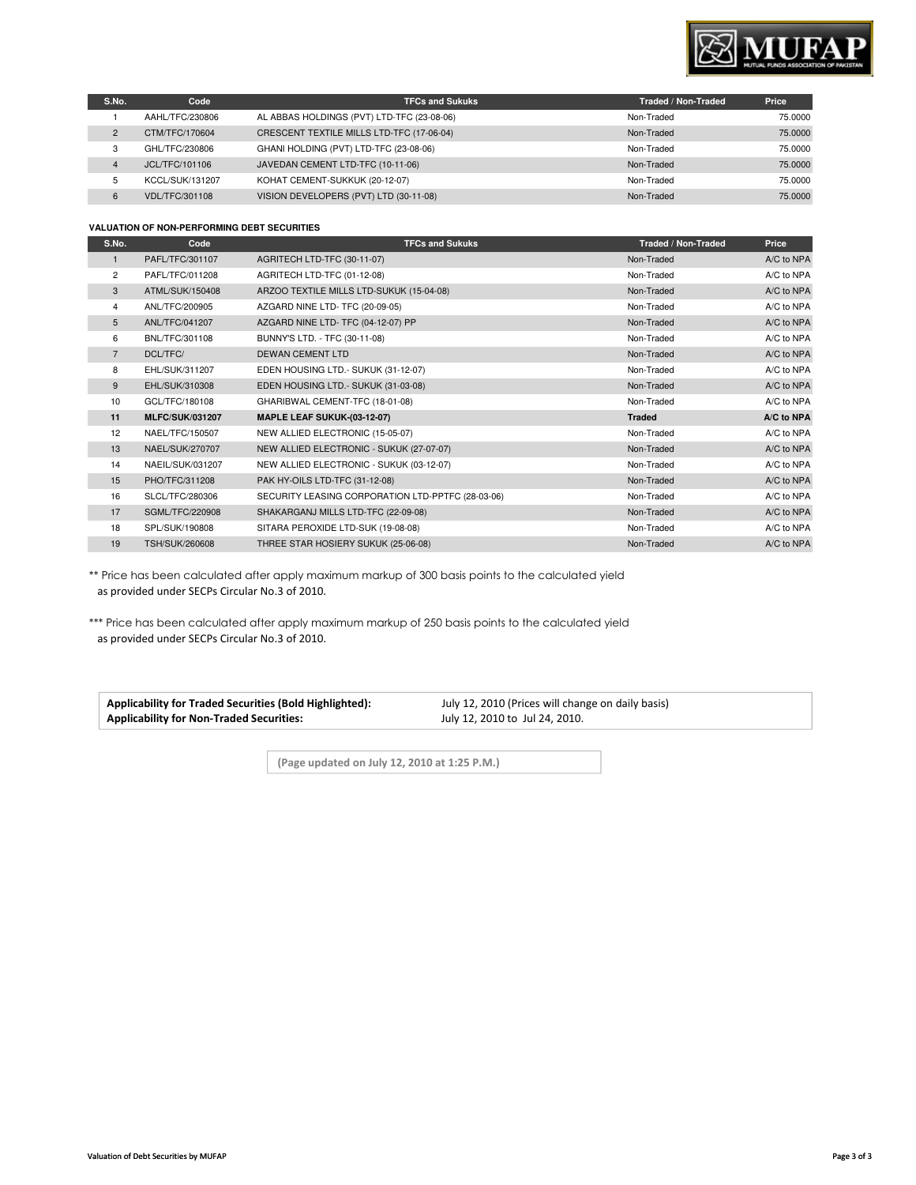| S.No. | Code | TFCs and Sukuks | Traded / Non-Traded | Price |
|---|---|---|---|---|
| 1 | AAHL/TFC/230806 | AL ABBAS HOLDINGS (PVT) LTD-TFC (23-08-06) | Non-Traded | 75.0000 |
| 2 | CTM/TFC/170604 | CRESCENT TEXTILE MILLS LTD-TFC (17-06-04) | Non-Traded | 75.0000 |
| 3 | GHL/TFC/230806 | GHANI HOLDING (PVT) LTD-TFC (23-08-06) | Non-Traded | 75.0000 |
| 4 | JCL/TFC/101106 | JAVEDAN CEMENT LTD-TFC (10-11-06) | Non-Traded | 75.0000 |
| 5 | KCCL/SUK/131207 | KOHAT CEMENT-SUKKUK (20-12-07) | Non-Traded | 75.0000 |
| 6 | VDL/TFC/301108 | VISION DEVELOPERS (PVT) LTD (30-11-08) | Non-Traded | 75.0000 |

**VALUATION OF NON-PERFORMING DEBT SECURITIES**

| S.No. | Code | TFCs and Sukuks | Traded / Non-Traded | Price |
|---|---|---|---|---|
| 1 | PAFL/TFC/301107 | AGRITECH LTD-TFC (30-11-07) | Non-Traded | A/C to NPA |
| 2 | PAFL/TFC/011208 | AGRITECH LTD-TFC (01-12-08) | Non-Traded | A/C to NPA |
| 3 | ATML/SUK/150408 | ARZOO TEXTILE MILLS LTD-SUKUK (15-04-08) | Non-Traded | A/C to NPA |
| 4 | ANL/TFC/200905 | AZGARD NINE LTD- TFC (20-09-05) | Non-Traded | A/C to NPA |
| 5 | ANL/TFC/041207 | AZGARD NINE LTD- TFC (04-12-07) PP | Non-Traded | A/C to NPA |
| 6 | BNL/TFC/301108 | BUNNY'S LTD. - TFC (30-11-08) | Non-Traded | A/C to NPA |
| 7 | DCL/TFC/ | DEWAN CEMENT LTD | Non-Traded | A/C to NPA |
| 8 | EHL/SUK/311207 | EDEN HOUSING LTD.- SUKUK (31-12-07) | Non-Traded | A/C to NPA |
| 9 | EHL/SUK/310308 | EDEN HOUSING LTD.- SUKUK (31-03-08) | Non-Traded | A/C to NPA |
| 10 | GCL/TFC/180108 | GHARIBWAL CEMENT-TFC (18-01-08) | Non-Traded | A/C to NPA |
| **11** | **MLFC/SUK/031207** | **MAPLE LEAF SUKUK-(03-12-07)** | **Traded** | **A/C to NPA** |
| 12 | NAEL/TFC/150507 | NEW ALLIED ELECTRONIC (15-05-07) | Non-Traded | A/C to NPA |
| 13 | NAEL/SUK/270707 | NEW ALLIED ELECTRONIC - SUKUK (27-07-07) | Non-Traded | A/C to NPA |
| 14 | NAEIL/SUK/031207 | NEW ALLIED ELECTRONIC - SUKUK (03-12-07) | Non-Traded | A/C to NPA |
| 15 | PHO/TFC/311208 | PAK HY-OILS LTD-TFC (31-12-08) | Non-Traded | A/C to NPA |
| 16 | SLCL/TFC/280306 | SECURITY LEASING CORPORATION LTD-PPTFC (28-03-06) | Non-Traded | A/C to NPA |
| 17 | SGML/TFC/220908 | SHAKARGANJ MILLS LTD-TFC (22-09-08) | Non-Traded | A/C to NPA |
| 18 | SPL/SUK/190808 | SITARA PEROXIDE LTD-SUK (19-08-08) | Non-Traded | A/C to NPA |
| 19 | TSH/SUK/260608 | THREE STAR HOSIERY SUKUK (25-06-08) | Non-Traded | A/C to NPA |

** Price has been calculated after apply maximum markup of 300 basis points to the calculated yield as provided under SECPs Circular No.3 of 2010.

*** Price has been calculated after apply maximum markup of 250 basis points to the calculated yield as provided under SECPs Circular No.3 of 2010.

| | |
|---|---|
| **Applicability for Traded Securities (Bold Highlighted):** | July 12, 2010 (Prices will change on daily basis) |
| **Applicability for Non-Traded Securities:** | July 12, 2010 to Jul 24, 2010. |

**(Page updated on July 12, 2010 at 1:25 P.M.)**